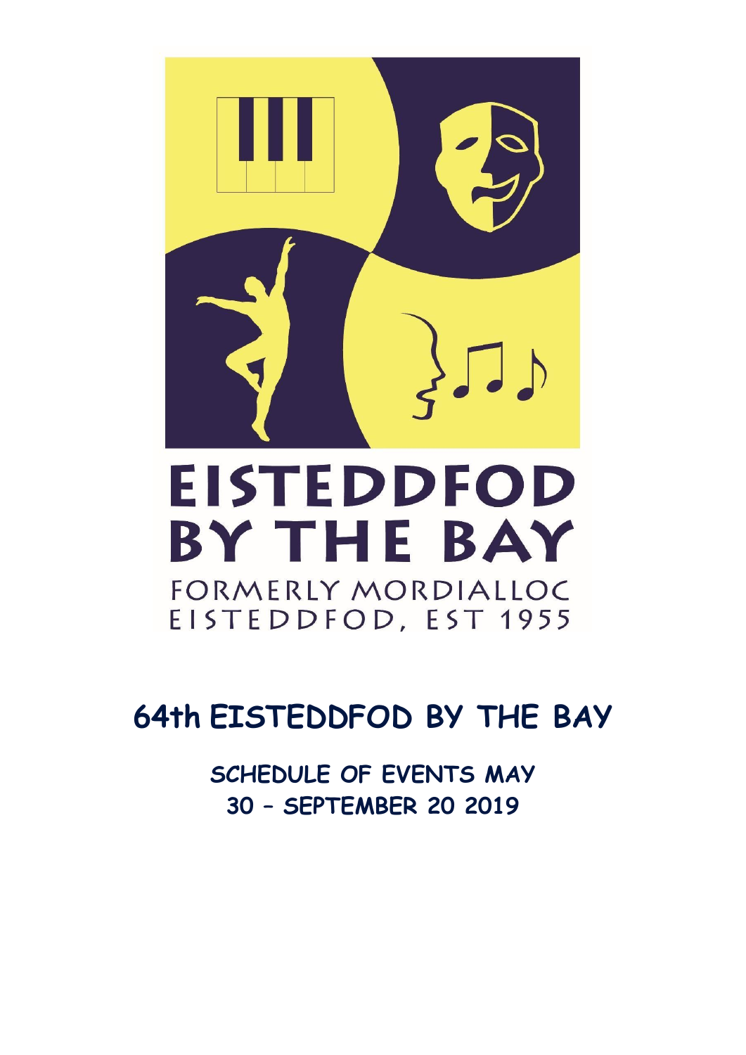# EISTEDDFOD BY THE BAY

FORMERLY MORDIALLOC EISTEDDFOD, EST 1955

## 64th EISTEDDFOD BY THE BAY

**SCHEDULE OF EVENTS MAY 30 – SEPTEMBER 20 2019**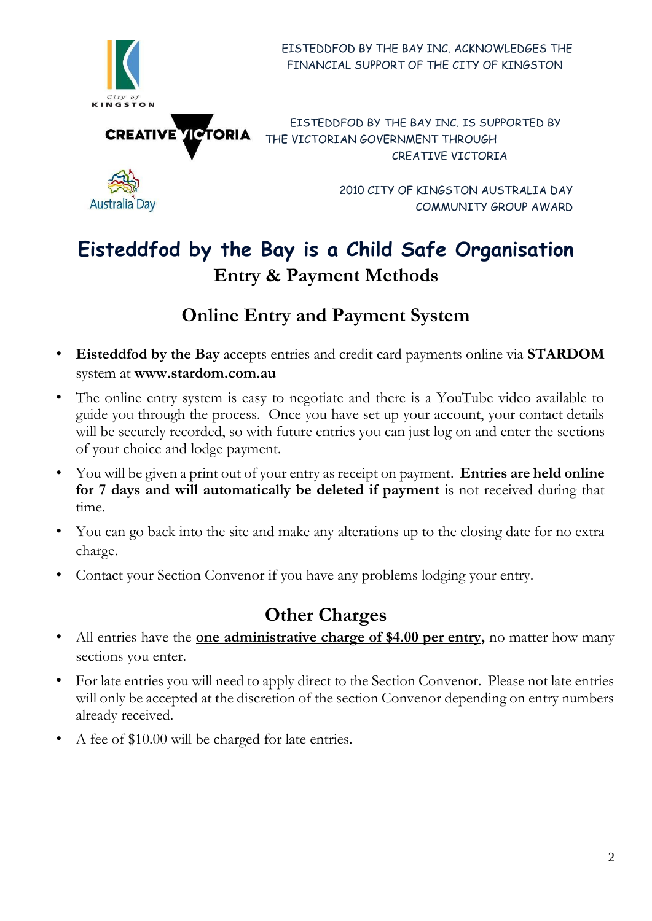EISTEDDFOD BY THE BAY INC. ACKNOWLEDGES THE FINANCIAL SUPPORT OF THE CITY OF KINGSTON

EISTEDDFOD BY THE BAY INC. IS SUPPORTED BY THE VICTORIAN GOVERNMENT THROUGH CREATIVE VICTORIA

2010 CITY OF KINGSTON AUSTRALIA DAY COMMUNITY GROUP AWARD

# Eisteddfod by the Bay is a Child Safe Organisation

## Entry & Payment Methods

## Online Entry and Payment System

- **Eisteddfod by the Bay** accepts entries and credit card payments online via **STARDOM** system at **www.stardom.com.au**
- The online entry system is easy to negotiate and there is a YouTube video available to guide you through the process. Once you have set up your account, your contact details will be securely recorded, so with future entries you can just log on and enter the sections of your choice and lodge payment.
- You will be given a print out of your entry as receipt on payment. **Entries are held online for 7 days and will automatically be deleted if payment** is not received during that time.
- You can go back into the site and make any alterations up to the closing date for no extra charge.
- Contact your Section Convenor if you have any problems lodging your entry.

## Other Charges

- All entries have the **one administrative charge of $4.00 per entry,** no matter how many sections you enter.
- For late entries you will need to apply direct to the Section Convenor. Please not late entries will only be accepted at the discretion of the section Convenor depending on entry numbers already received.
- A fee of $10.00 will be charged for late entries.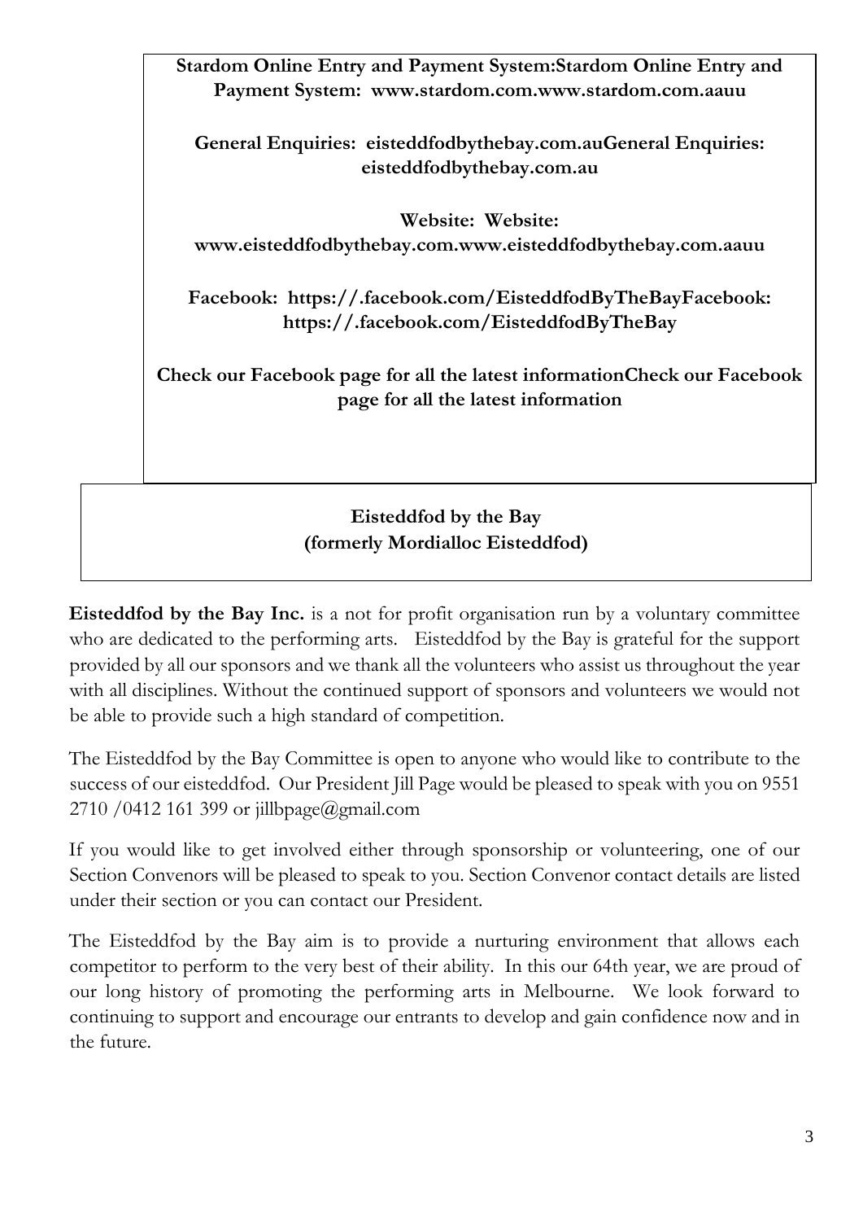**Stardom Online Entry and Payment System:Stardom Online Entry and Payment System: www.stardom.com.www.stardom.com.aauu**

**General Enquiries: eisteddfodbythebay.com.auGeneral Enquiries: eisteddfodbythebay.com.au**

**Website: Website: www.eisteddfodbythebay.com.www.eisteddfodbythebay.com.aauu**

**Facebook: https://.facebook.com/EisteddfodByTheBayFacebook: https://.facebook.com/EisteddfodByTheBay**

**Check our Facebook page for all the latest informationCheck our Facebook page for all the latest information**

**Eisteddfod by the Bay**
**(formerly Mordialloc Eisteddfod)**

**Eisteddfod by the Bay Inc.** is a not for profit organisation run by a voluntary committee who are dedicated to the performing arts. Eisteddfod by the Bay is grateful for the support provided by all our sponsors and we thank all the volunteers who assist us throughout the year with all disciplines. Without the continued support of sponsors and volunteers we would not be able to provide such a high standard of competition.

The Eisteddfod by the Bay Committee is open to anyone who would like to contribute to the success of our eisteddfod. Our President Jill Page would be pleased to speak with you on 9551 2710 /0412 161 399 or jillbpage@gmail.com

If you would like to get involved either through sponsorship or volunteering, one of our Section Convenors will be pleased to speak to you. Section Convenor contact details are listed under their section or you can contact our President.

The Eisteddfod by the Bay aim is to provide a nurturing environment that allows each competitor to perform to the very best of their ability. In this our 64th year, we are proud of our long history of promoting the performing arts in Melbourne. We look forward to continuing to support and encourage our entrants to develop and gain confidence now and in the future.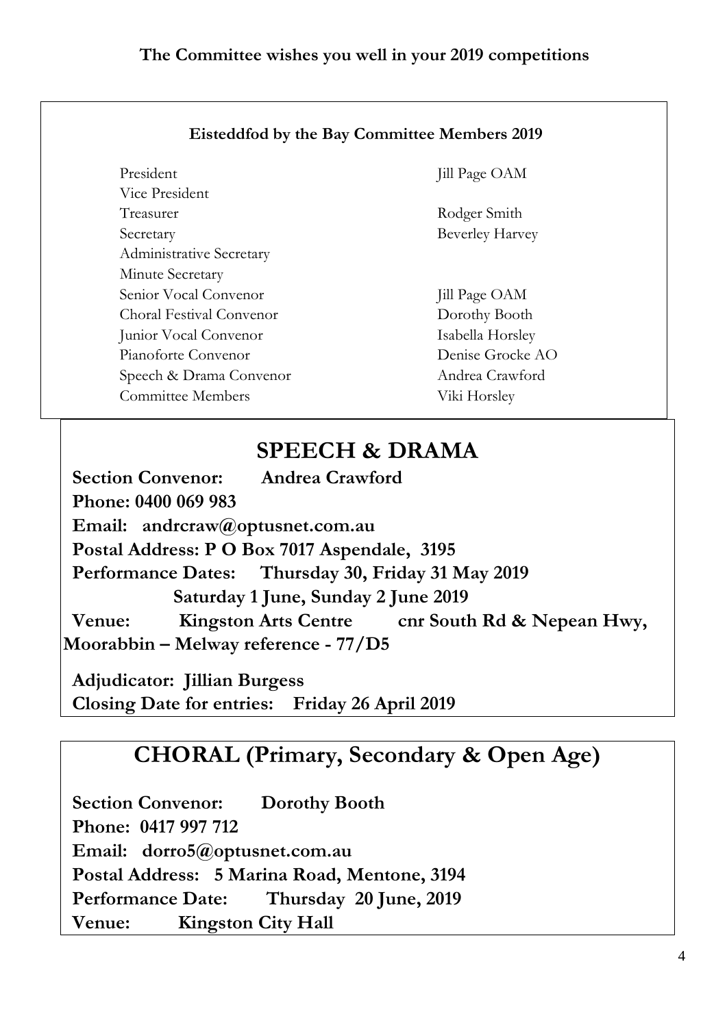**The Committee wishes you well in your 2019 competitions**

**Eisteddfod by the Bay Committee Members 2019**

| | |
|---|---|
| President | Jill Page OAM |
| Vice President | |
| Treasurer | Rodger Smith |
| Secretary | Beverley Harvey |
| Administrative Secretary | |
| Minute Secretary | |
| Senior Vocal Convenor | Jill Page OAM |
| Choral Festival Convenor | Dorothy Booth |
| Junior Vocal Convenor | Isabella Horsley |
| Pianoforte Convenor | Denise Grocke AO |
| Speech & Drama Convenor | Andrea Crawford |
| Committee Members | Viki Horsley |

## SPEECH & DRAMA

**Section Convenor: Andrea Crawford**
**Phone: 0400 069 983**
**Email: andrcraw@optusnet.com.au**
**Postal Address: P O Box 7017 Aspendale, 3195**
**Performance Dates: Thursday 30, Friday 31 May 2019**
**Saturday 1 June, Sunday 2 June 2019**
**Venue: Kingston Arts Centre cnr South Rd & Nepean Hwy, Moorabbin – Melway reference - 77/D5**

**Adjudicator: Jillian Burgess**
**Closing Date for entries: Friday 26 April 2019**

## CHORAL (Primary, Secondary & Open Age)

**Section Convenor: Dorothy Booth**
**Phone: 0417 997 712**
**Email: dorro5@optusnet.com.au**
**Postal Address: 5 Marina Road, Mentone, 3194**
**Performance Date: Thursday 20 June, 2019**
**Venue: Kingston City Hall**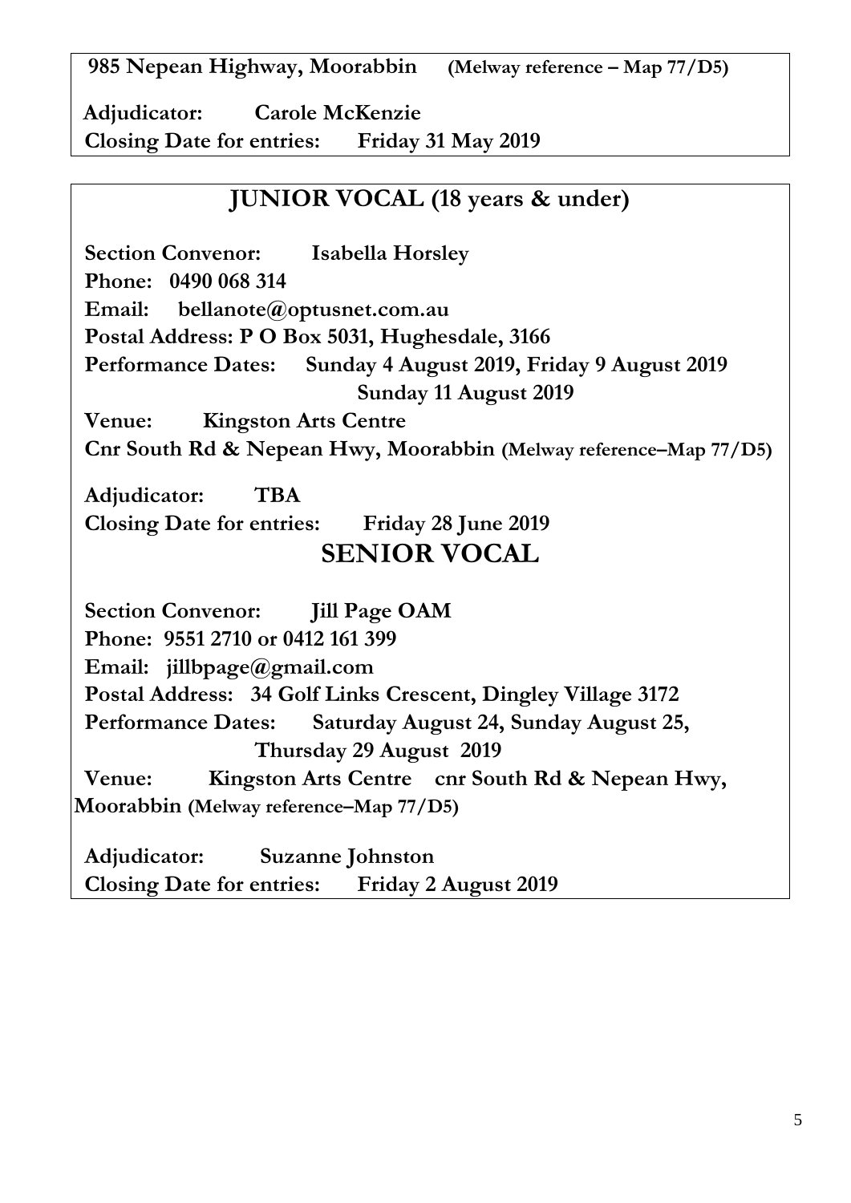**985 Nepean Highway, Moorabbin** (Melway reference – Map 77/D5)

**Adjudicator:** **Carole McKenzie**
**Closing Date for entries:** **Friday 31 May 2019**

## JUNIOR VOCAL (18 years & under)

**Section Convenor:** **Isabella Horsley**
**Phone:** **0490 068 314**
**Email:** **bellanote@optusnet.com.au**
**Postal Address: P O Box 5031, Hughesdale, 3166**
**Performance Dates:** **Sunday 4 August 2019, Friday 9 August 2019**
**Sunday 11 August 2019**
**Venue:** **Kingston Arts Centre**
**Cnr South Rd & Nepean Hwy, Moorabbin** (Melway reference–Map 77/D5)

**Adjudicator:** **TBA**
**Closing Date for entries:** **Friday 28 June 2019**

## SENIOR VOCAL

**Section Convenor:** **Jill Page OAM**
**Phone:** **9551 2710 or 0412 161 399**
**Email:** **jillbpage@gmail.com**
**Postal Address:** **34 Golf Links Crescent, Dingley Village 3172**
**Performance Dates:** **Saturday August 24, Sunday August 25,**
**Thursday 29 August 2019**
**Venue:** **Kingston Arts Centre** **cnr South Rd & Nepean Hwy, Moorabbin** (Melway reference–Map 77/D5)

**Adjudicator:** **Suzanne Johnston**
**Closing Date for entries:** **Friday 2 August 2019**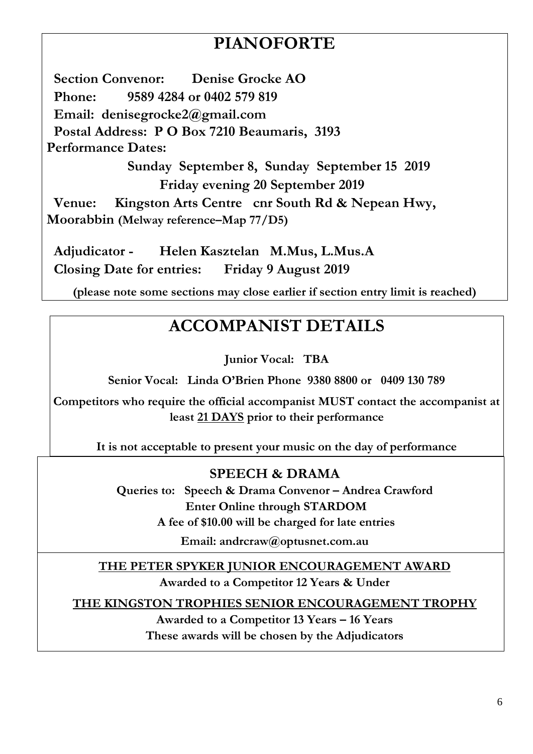# PIANOFORTE

**Section Convenor: Denise Grocke AO**

**Phone: 9589 4284 or 0402 579 819**

**Email: denisegrocke2@gmail.com**

**Postal Address: P O Box 7210 Beaumaris, 3193**

**Performance Dates:**

**Sunday September 8, Sunday September 15 2019**

**Friday evening 20 September 2019**

**Venue: Kingston Arts Centre cnr South Rd & Nepean Hwy, Moorabbin (Melway reference–Map 77/D5)**

**Adjudicator - Helen Kasztelan M.Mus, L.Mus.A**

**Closing Date for entries: Friday 9 August 2019**

**(please note some sections may close earlier if section entry limit is reached)**

# ACCOMPANIST DETAILS

**Junior Vocal: TBA**

**Senior Vocal: Linda O'Brien Phone 9380 8800 or 0409 130 789**

**Competitors who require the official accompanist MUST contact the accompanist at least <u>21 DAYS</u> prior to their performance**

**It is not acceptable to present your music on the day of performance**

## SPEECH & DRAMA

**Queries to: Speech & Drama Convenor – Andrea Crawford**

**Enter Online through STARDOM**

**A fee of $10.00 will be charged for late entries**

**Email: andrcraw@optusnet.com.au**

**<u>THE PETER SPYKER JUNIOR ENCOURAGEMENT AWARD</u>**

**Awarded to a Competitor 12 Years & Under**

**<u>THE KINGSTON TROPHIES SENIOR ENCOURAGEMENT TROPHY</u>**

**Awarded to a Competitor 13 Years – 16 Years**

**These awards will be chosen by the Adjudicators**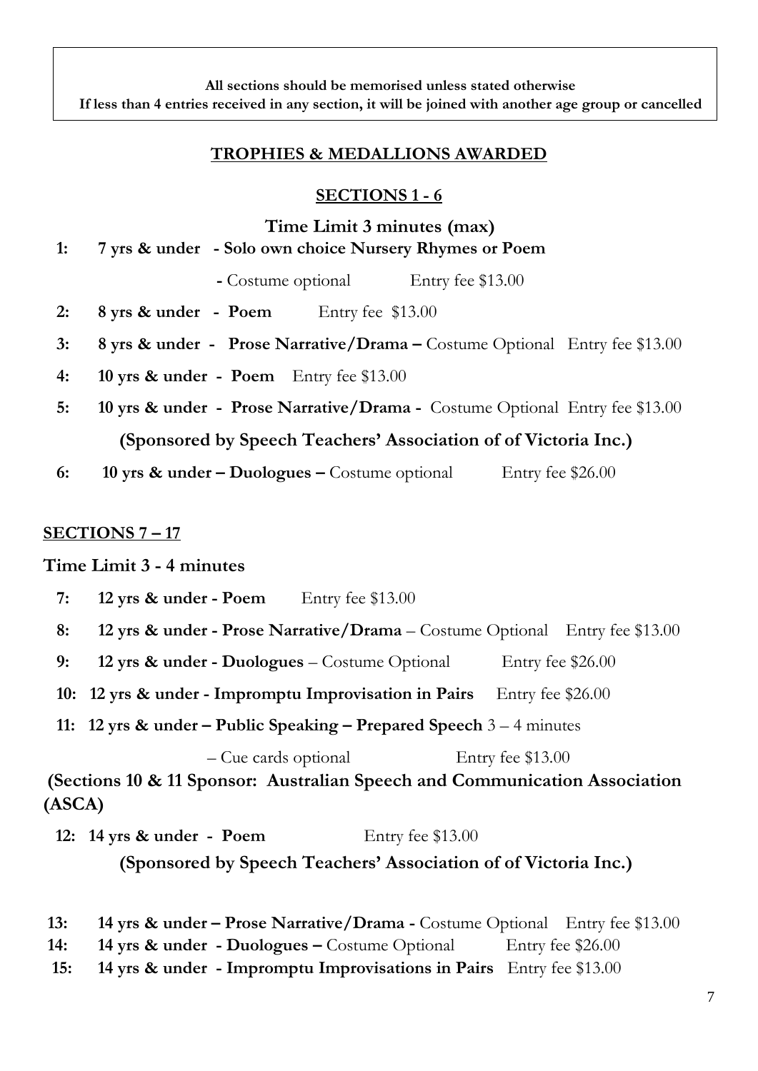**All sections should be memorised unless stated otherwise**
**If less than 4 entries received in any section, it will be joined with another age group or cancelled**

## TROPHIES & MEDALLIONS AWARDED

### SECTIONS 1 - 6

**Time Limit 3 minutes (max)**

**1: 7 yrs & under - Solo own choice Nursery Rhymes or Poem**

**-** Costume optional Entry fee $13.00

**2: 8 yrs & under - Poem** Entry fee $13.00

**3: 8 yrs & under - Prose Narrative/Drama –** Costume Optional Entry fee $13.00

**4: 10 yrs & under - Poem** Entry fee $13.00

**5: 10 yrs & under - Prose Narrative/Drama -** Costume Optional Entry fee $13.00

**(Sponsored by Speech Teachers' Association of of Victoria Inc.)**

**6: 10 yrs & under – Duologues –** Costume optional Entry fee $26.00

### SECTIONS 7 – 17

**Time Limit 3 - 4 minutes**

**7: 12 yrs & under - Poem** Entry fee $13.00

**8: 12 yrs & under - Prose Narrative/Drama** – Costume Optional Entry fee $13.00

**9: 12 yrs & under - Duologues** – Costume Optional Entry fee $26.00

**10: 12 yrs & under - Impromptu Improvisation in Pairs** Entry fee $26.00

**11: 12 yrs & under – Public Speaking – Prepared Speech** 3 – 4 minutes

– Cue cards optional Entry fee $13.00

**(Sections 10 & 11 Sponsor: Australian Speech and Communication Association (ASCA)**

**12: 14 yrs & under - Poem** Entry fee $13.00

**(Sponsored by Speech Teachers' Association of of Victoria Inc.)**

**13: 14 yrs & under – Prose Narrative/Drama -** Costume Optional Entry fee $13.00

**14: 14 yrs & under - Duologues –** Costume Optional Entry fee $26.00

**15: 14 yrs & under - Impromptu Improvisations in Pairs** Entry fee $13.00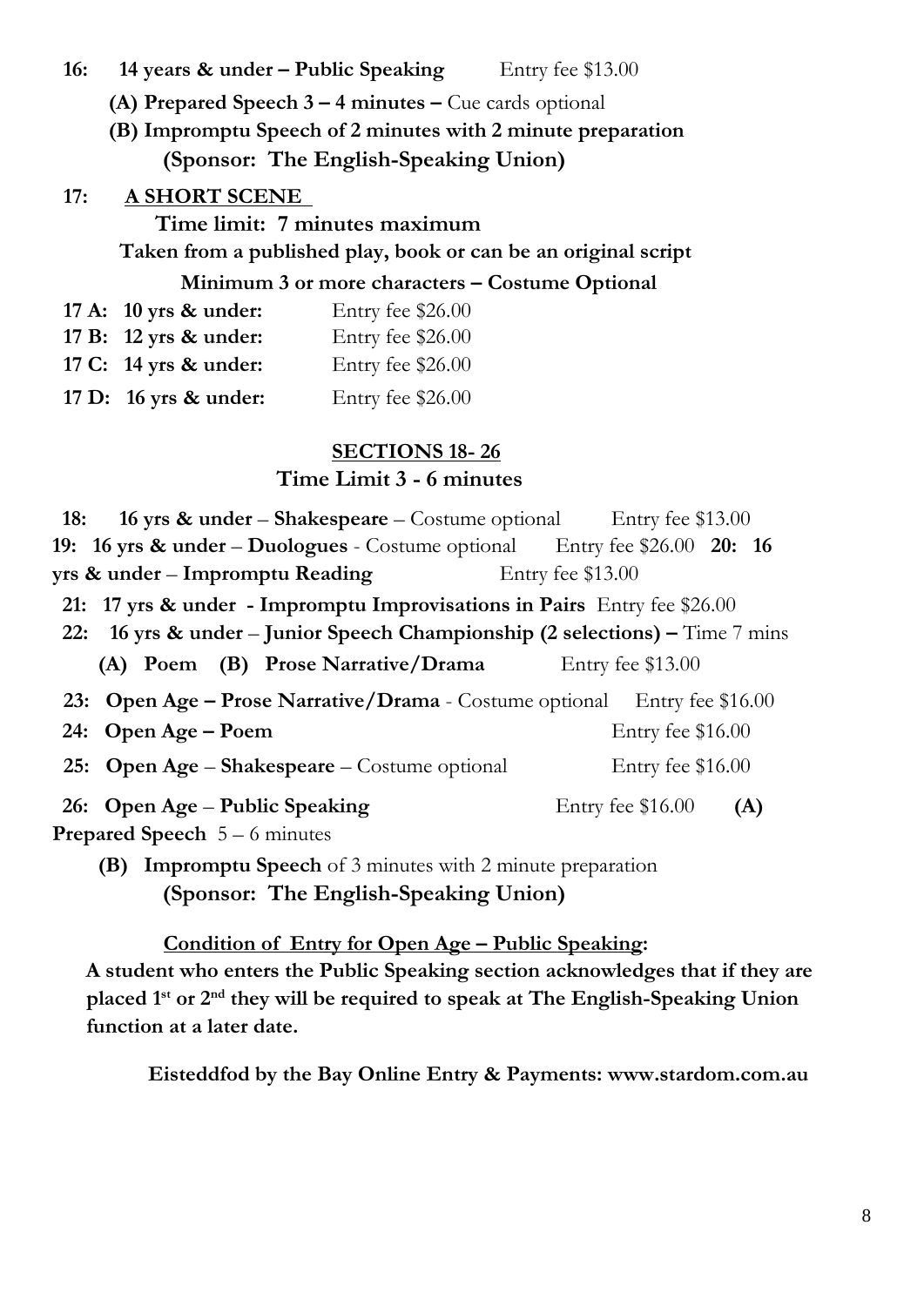**16: 14 years & under – Public Speaking** Entry fee $13.00

**(A) Prepared Speech 3 – 4 minutes –** Cue cards optional

**(B) Impromptu Speech of 2 minutes with 2 minute preparation**

**(Sponsor: The English-Speaking Union)**

**17: A SHORT SCENE**

**Time limit: 7 minutes maximum**

**Taken from a published play, book or can be an original script**

**Minimum 3 or more characters – Costume Optional**

**17 A: 10 yrs & under:** Entry fee $26.00

**17 B: 12 yrs & under:** Entry fee $26.00

**17 C: 14 yrs & under:** Entry fee $26.00

**17 D: 16 yrs & under:** Entry fee $26.00

## SECTIONS 18- 26

**Time Limit 3 - 6 minutes**

**18: 16 yrs & under** – **Shakespeare** – Costume optional Entry fee $13.00

**19: 16 yrs & under** – **Duologues** - Costume optional Entry fee $26.00

**20: 16 yrs & under** – **Impromptu Reading** Entry fee $13.00

**21: 17 yrs & under - Impromptu Improvisations in Pairs** Entry fee $26.00

**22: 16 yrs & under** – **Junior Speech Championship (2 selections) –** Time 7 mins

**(A) Poem (B) Prose Narrative/Drama** Entry fee $13.00

**23: Open Age – Prose Narrative/Drama** - Costume optional Entry fee $16.00

**24: Open Age – Poem** Entry fee $16.00

**25: Open Age** – **Shakespeare** – Costume optional Entry fee $16.00

**26: Open Age** – **Public Speaking** Entry fee $16.00

**(A) Prepared Speech** 5 – 6 minutes

**(B) Impromptu Speech** of 3 minutes with 2 minute preparation

**(Sponsor: The English-Speaking Union)**

**Condition of Entry for Open Age – Public Speaking:**

**A student who enters the Public Speaking section acknowledges that if they are placed 1st or 2nd they will be required to speak at The English-Speaking Union function at a later date.**

**Eisteddfod by the Bay Online Entry & Payments: www.stardom.com.au**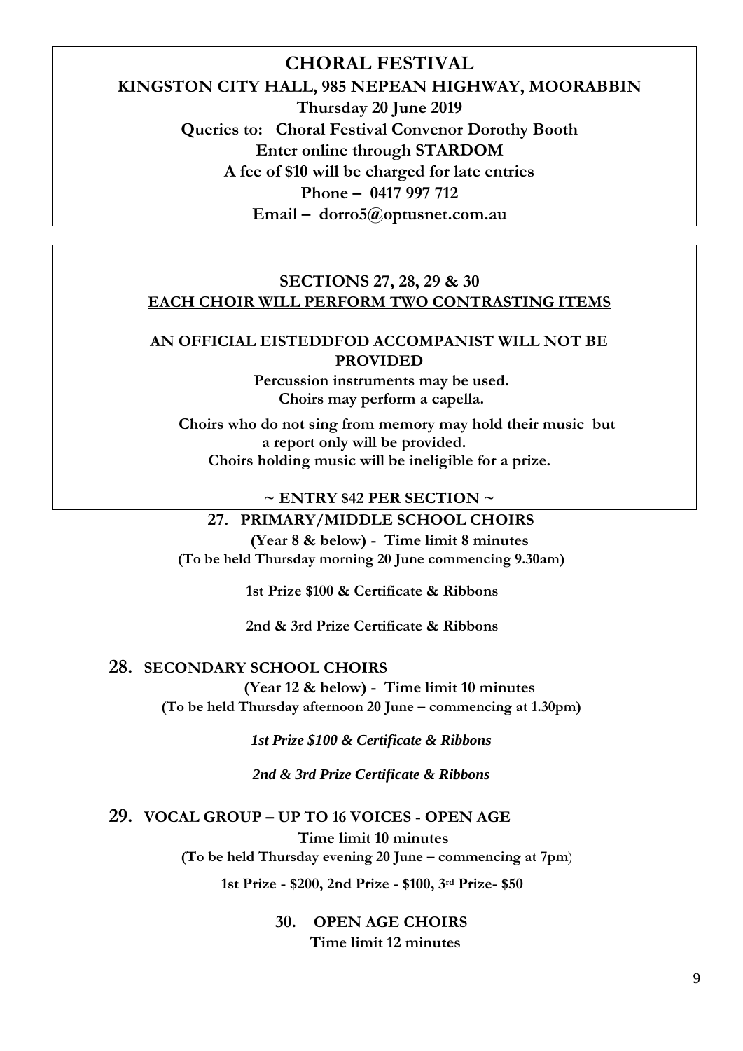# CHORAL FESTIVAL

**KINGSTON CITY HALL, 985 NEPEAN HIGHWAY, MOORABBIN**

**Thursday 20 June 2019**

**Queries to: Choral Festival Convenor Dorothy Booth**

**Enter online through STARDOM**

**A fee of $10 will be charged for late entries**

**Phone – 0417 997 712**

**Email – dorro5@optusnet.com.au**

## SECTIONS 27, 28, 29 & 30

**EACH CHOIR WILL PERFORM TWO CONTRASTING ITEMS**

**AN OFFICIAL EISTEDDFOD ACCOMPANIST WILL NOT BE PROVIDED**

**Percussion instruments may be used.**

**Choirs may perform a capella.**

**Choirs who do not sing from memory may hold their music but a report only will be provided.**

**Choirs holding music will be ineligible for a prize.**

**~ ENTRY $42 PER SECTION ~**

### 27. PRIMARY/MIDDLE SCHOOL CHOIRS

**(Year 8 & below) - Time limit 8 minutes**

**(To be held Thursday morning 20 June commencing 9.30am)**

**1st Prize $100 & Certificate & Ribbons**

**2nd & 3rd Prize Certificate & Ribbons**

### 28. SECONDARY SCHOOL CHOIRS

**(Year 12 & below) - Time limit 10 minutes**

**(To be held Thursday afternoon 20 June – commencing at 1.30pm)**

***1st Prize $100 & Certificate & Ribbons***

***2nd & 3rd Prize Certificate & Ribbons***

### 29. VOCAL GROUP – UP TO 16 VOICES - OPEN AGE

**Time limit 10 minutes**

**(To be held Thursday evening 20 June – commencing at 7pm)**

**1st Prize - $200, 2nd Prize - $100, 3rd Prize- $50**

### 30. OPEN AGE CHOIRS

**Time limit 12 minutes**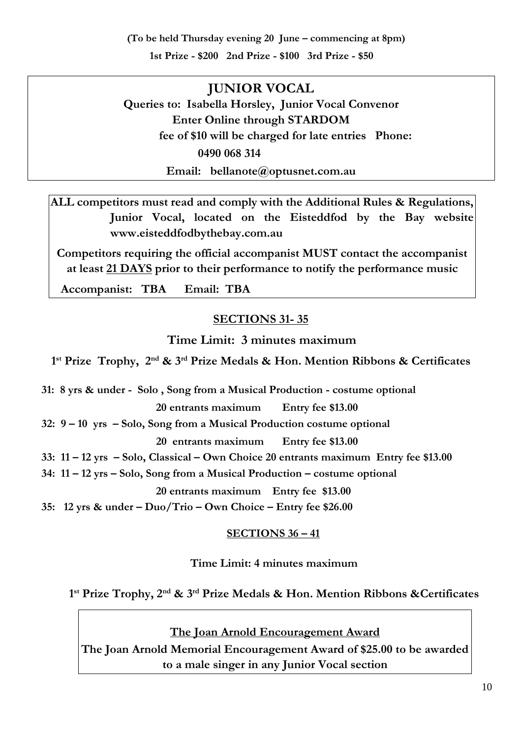**(To be held Thursday evening 20 June – commencing at 8pm)**

**1st Prize - $200   2nd Prize - $100   3rd Prize - $50**

## JUNIOR VOCAL

**Queries to: Isabella Horsley, Junior Vocal Convenor**

**Enter Online through STARDOM**

**fee of $10 will be charged for late entries   Phone: 0490 068 314**

**Email: bellanote@optusnet.com.au**

**ALL competitors must read and comply with the Additional Rules & Regulations, Junior Vocal, located on the Eisteddfod by the Bay website www.eisteddfodbythebay.com.au**

**Competitors requiring the official accompanist MUST contact the accompanist at least <u>21 DAYS</u> prior to their performance to notify the performance music**

**Accompanist: TBA   Email: TBA**

### <u>SECTIONS 31- 35</u>

**Time Limit: 3 minutes maximum**

**1st Prize Trophy, 2nd & 3rd Prize Medals & Hon. Mention Ribbons & Certificates**

**31: 8 yrs & under - Solo , Song from a Musical Production - costume optional**
**20 entrants maximum   Entry fee $13.00**

**32: 9 – 10 yrs – Solo, Song from a Musical Production costume optional**
**20 entrants maximum   Entry fee $13.00**

**33: 11 – 12 yrs – Solo, Classical – Own Choice 20 entrants maximum Entry fee $13.00**

**34: 11 – 12 yrs – Solo, Song from a Musical Production – costume optional**
**20 entrants maximum   Entry fee $13.00**

**35: 12 yrs & under – Duo/Trio – Own Choice – Entry fee $26.00**

### <u>SECTIONS 36 – 41</u>

**Time Limit: 4 minutes maximum**

**1st Prize Trophy, 2nd & 3rd Prize Medals & Hon. Mention Ribbons &Certificates**

**<u>The Joan Arnold Encouragement Award</u>**

**The Joan Arnold Memorial Encouragement Award of $25.00 to be awarded to a male singer in any Junior Vocal section**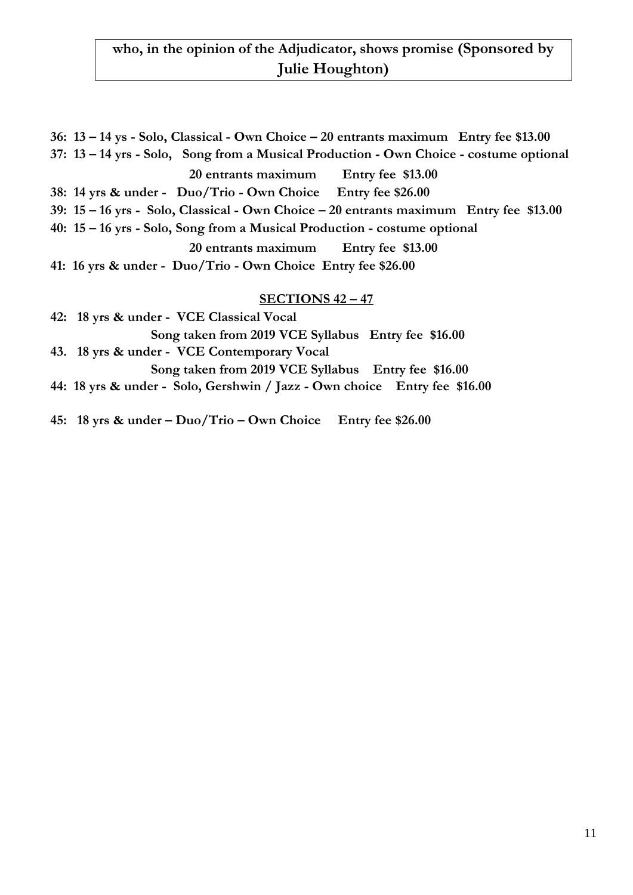**who, in the opinion of the Adjudicator, shows promise (Sponsored by Julie Houghton)**

**36: 13 – 14 ys - Solo, Classical - Own Choice – 20 entrants maximum Entry fee $13.00**

**37: 13 – 14 yrs - Solo, Song from a Musical Production - Own Choice - costume optional**

**20 entrants maximum Entry fee $13.00**

**38: 14 yrs & under - Duo/Trio - Own Choice Entry fee $26.00**

**39: 15 – 16 yrs - Solo, Classical - Own Choice – 20 entrants maximum Entry fee $13.00**

**40: 15 – 16 yrs - Solo, Song from a Musical Production - costume optional**

**20 entrants maximum Entry fee $13.00**

**41: 16 yrs & under - Duo/Trio - Own Choice Entry fee $26.00**

## SECTIONS 42 – 47

**42: 18 yrs & under - VCE Classical Vocal**

**Song taken from 2019 VCE Syllabus Entry fee $16.00**

**43. 18 yrs & under - VCE Contemporary Vocal**

**Song taken from 2019 VCE Syllabus Entry fee $16.00**

**44: 18 yrs & under - Solo, Gershwin / Jazz - Own choice Entry fee $16.00**

**45: 18 yrs & under – Duo/Trio – Own Choice Entry fee $26.00**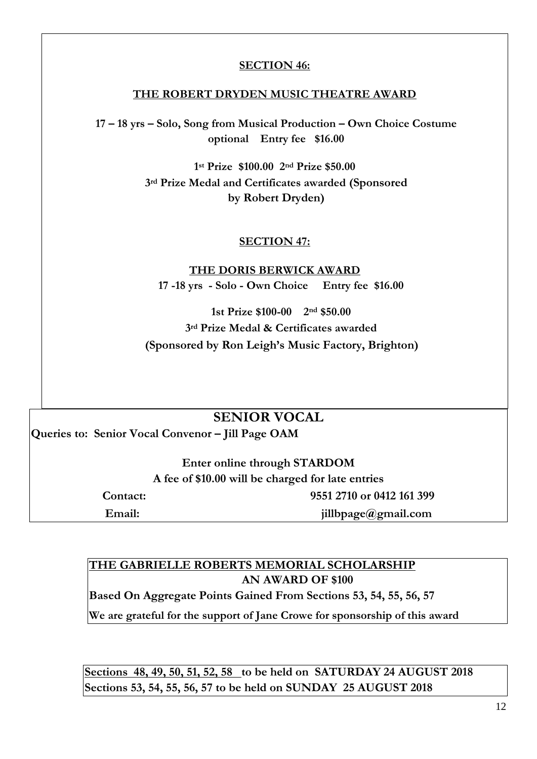## SECTION 46:

### THE ROBERT DRYDEN MUSIC THEATRE AWARD

**17 – 18 yrs – Solo, Song from Musical Production – Own Choice Costume optional Entry fee $16.00**

**1st Prize $100.00 2nd Prize $50.00**
**3rd Prize Medal and Certificates awarded (Sponsored by Robert Dryden)**

## SECTION 47:

### THE DORIS BERWICK AWARD

**17 -18 yrs - Solo - Own Choice Entry fee $16.00**

**1st Prize $100-00 2nd $50.00**
**3rd Prize Medal & Certificates awarded**
**(Sponsored by Ron Leigh's Music Factory, Brighton)**

# SENIOR VOCAL

**Queries to: Senior Vocal Convenor – Jill Page OAM**

**Enter online through STARDOM**
**A fee of $10.00 will be charged for late entries**

**Contact:** **9551 2710 or 0412 161 399**
**Email:** **jillbpage@gmail.com**

### THE GABRIELLE ROBERTS MEMORIAL SCHOLARSHIP

**AN AWARD OF $100**

**Based On Aggregate Points Gained From Sections 53, 54, 55, 56, 57**

**We are grateful for the support of Jane Crowe for sponsorship of this award**

**Sections 48, 49, 50, 51, 52, 58 to be held on SATURDAY 24 AUGUST 2018**
**Sections 53, 54, 55, 56, 57 to be held on SUNDAY 25 AUGUST 2018**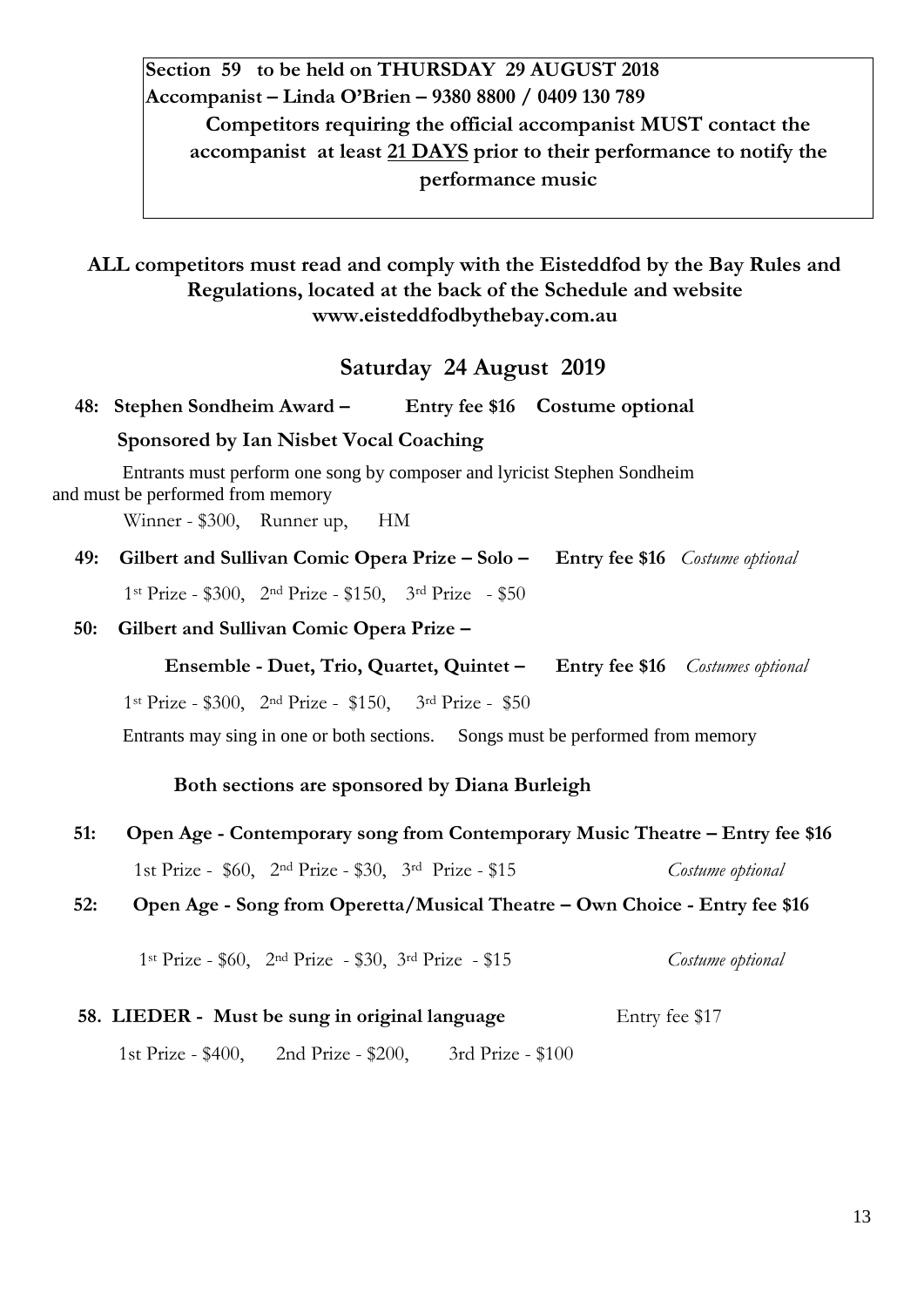**Section 59 to be held on THURSDAY 29 AUGUST 2018**
**Accompanist – Linda O'Brien – 9380 8800 / 0409 130 789**

**Competitors requiring the official accompanist MUST contact the accompanist at least 21 DAYS prior to their performance to notify the performance music**

**ALL competitors must read and comply with the Eisteddfod by the Bay Rules and Regulations, located at the back of the Schedule and website www.eisteddfodbythebay.com.au**

## Saturday 24 August 2019

**48: Stephen Sondheim Award – Entry fee $16 Costume optional**

**Sponsored by Ian Nisbet Vocal Coaching**

Entrants must perform one song by composer and lyricist Stephen Sondheim and must be performed from memory

Winner - $300, Runner up, HM

**49: Gilbert and Sullivan Comic Opera Prize – Solo – Entry fee $16** *Costume optional*

1st Prize - $300, 2nd Prize - $150, 3rd Prize - $50

**50: Gilbert and Sullivan Comic Opera Prize –**

**Ensemble - Duet, Trio, Quartet, Quintet – Entry fee $16** *Costumes optional*

1st Prize - $300, 2nd Prize - $150, 3rd Prize - $50

Entrants may sing in one or both sections. Songs must be performed from memory

**Both sections are sponsored by Diana Burleigh**

**51: Open Age - Contemporary song from Contemporary Music Theatre – Entry fee $16**

1st Prize - $60, 2nd Prize - $30, 3rd Prize - $15 *Costume optional*

**52: Open Age - Song from Operetta/Musical Theatre – Own Choice - Entry fee $16**

1st Prize - $60, 2nd Prize - $30, 3rd Prize - $15 *Costume optional*

**58. LIEDER - Must be sung in original language** Entry fee $17

1st Prize - $400, 2nd Prize - $200, 3rd Prize - $100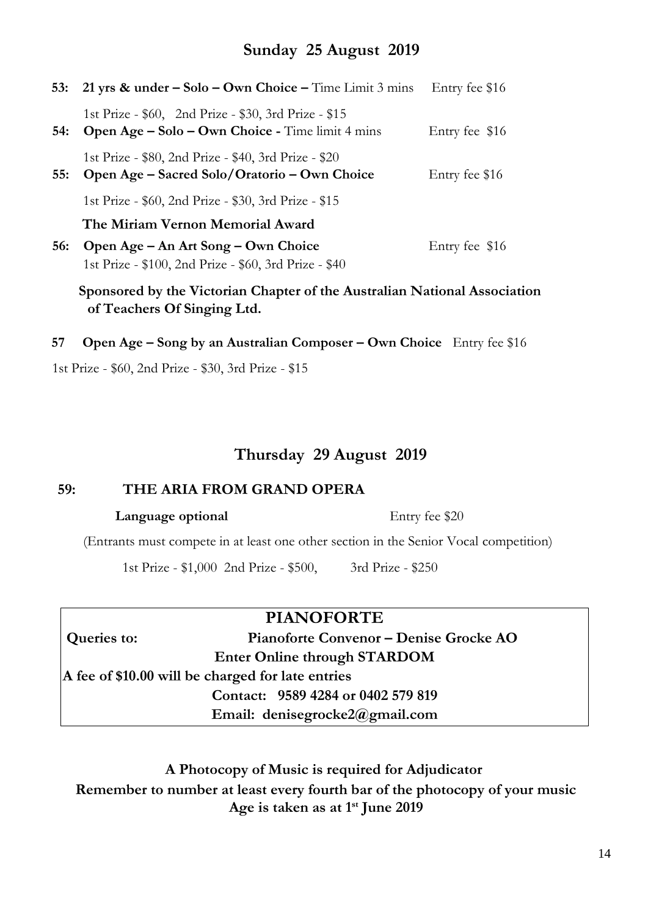## Sunday 25 August 2019

**53: 21 yrs & under – Solo – Own Choice –** Time Limit 3 mins Entry fee $16

1st Prize - $60, 2nd Prize - $30, 3rd Prize - $15

**54: Open Age – Solo – Own Choice -** Time limit 4 mins Entry fee $16

1st Prize - $80, 2nd Prize - $40, 3rd Prize - $20

**55: Open Age – Sacred Solo/Oratorio – Own Choice** Entry fee $16

1st Prize - $60, 2nd Prize - $30, 3rd Prize - $15

**The Miriam Vernon Memorial Award**

**56: Open Age – An Art Song – Own Choice** Entry fee $16

1st Prize - $100, 2nd Prize - $60, 3rd Prize - $40

**Sponsored by the Victorian Chapter of the Australian National Association of Teachers Of Singing Ltd.**

**57 Open Age – Song by an Australian Composer – Own Choice** Entry fee $16

1st Prize - $60, 2nd Prize - $30, 3rd Prize - $15

## Thursday 29 August 2019

**59: THE ARIA FROM GRAND OPERA**

**Language optional** Entry fee $20

(Entrants must compete in at least one other section in the Senior Vocal competition)

1st Prize - $1,000 2nd Prize - $500, 3rd Prize - $250

## PIANOFORTE

**Queries to: Pianoforte Convenor – Denise Grocke AO**

**Enter Online through STARDOM**

**A fee of $10.00 will be charged for late entries**

**Contact: 9589 4284 or 0402 579 819**

**Email: denisegrocke2@gmail.com**

**A Photocopy of Music is required for Adjudicator**

**Remember to number at least every fourth bar of the photocopy of your music**

**Age is taken as at 1st June 2019**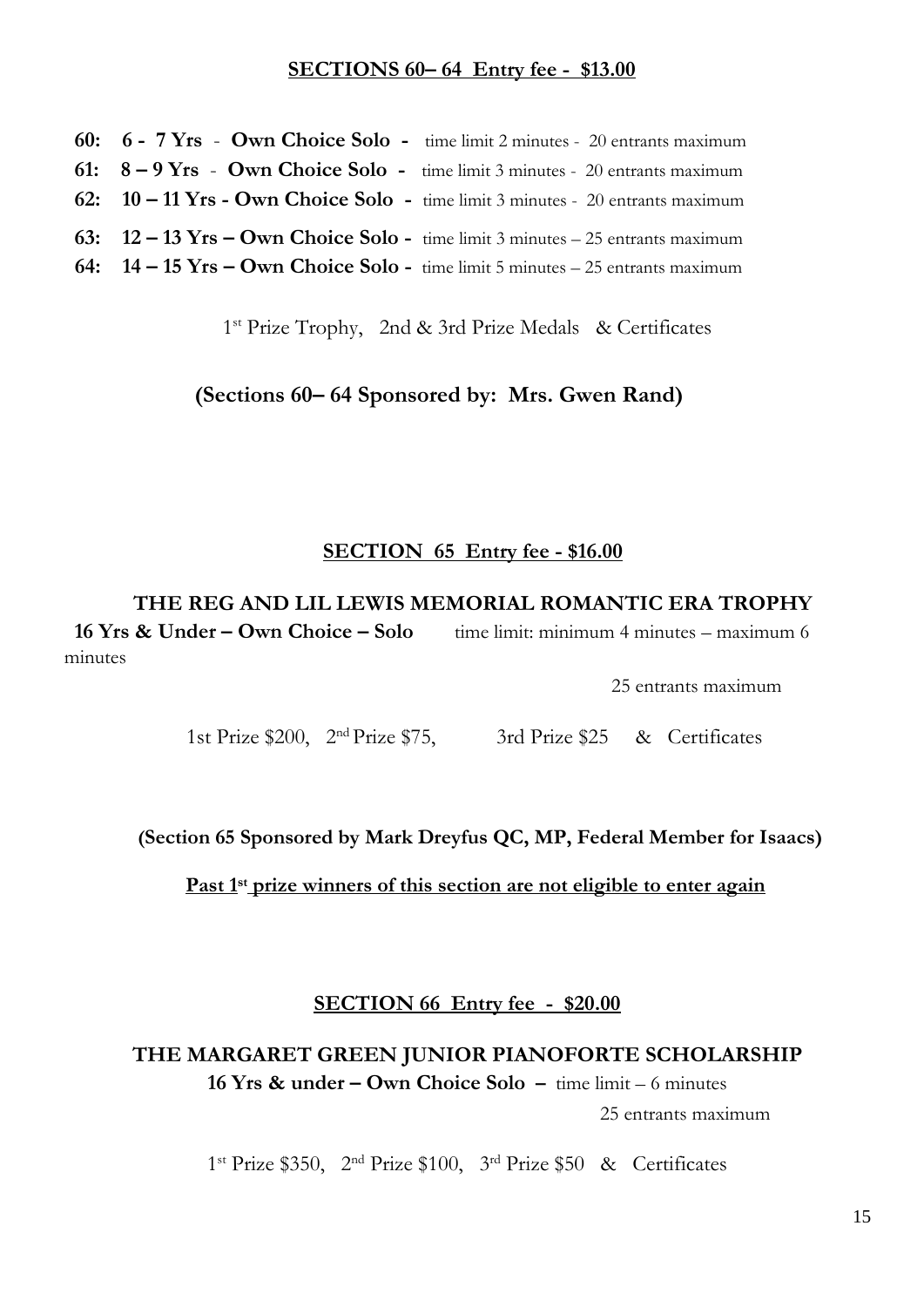## SECTIONS 60– 64 Entry fee - $13.00

**60: 6 - 7 Yrs** - **Own Choice Solo -** time limit 2 minutes - 20 entrants maximum
**61: 8 – 9 Yrs** - **Own Choice Solo -** time limit 3 minutes - 20 entrants maximum
**62: 10 – 11 Yrs - Own Choice Solo -** time limit 3 minutes - 20 entrants maximum
**63: 12 – 13 Yrs – Own Choice Solo -** time limit 3 minutes – 25 entrants maximum
**64: 14 – 15 Yrs – Own Choice Solo -** time limit 5 minutes – 25 entrants maximum

1st Prize Trophy, 2nd & 3rd Prize Medals & Certificates

**(Sections 60– 64 Sponsored by: Mrs. Gwen Rand)**

## SECTION 65 Entry fee - $16.00

### THE REG AND LIL LEWIS MEMORIAL ROMANTIC ERA TROPHY

**16 Yrs & Under – Own Choice – Solo** time limit: minimum 4 minutes – maximum 6 minutes

25 entrants maximum

1st Prize $200, 2nd Prize $75, 3rd Prize $25 & Certificates

**(Section 65 Sponsored by Mark Dreyfus QC, MP, Federal Member for Isaacs)**

**Past 1st prize winners of this section are not eligible to enter again**

## SECTION 66 Entry fee - $20.00

### THE MARGARET GREEN JUNIOR PIANOFORTE SCHOLARSHIP

**16 Yrs & under – Own Choice Solo –** time limit – 6 minutes

25 entrants maximum

1st Prize $350, 2nd Prize $100, 3rd Prize $50 & Certificates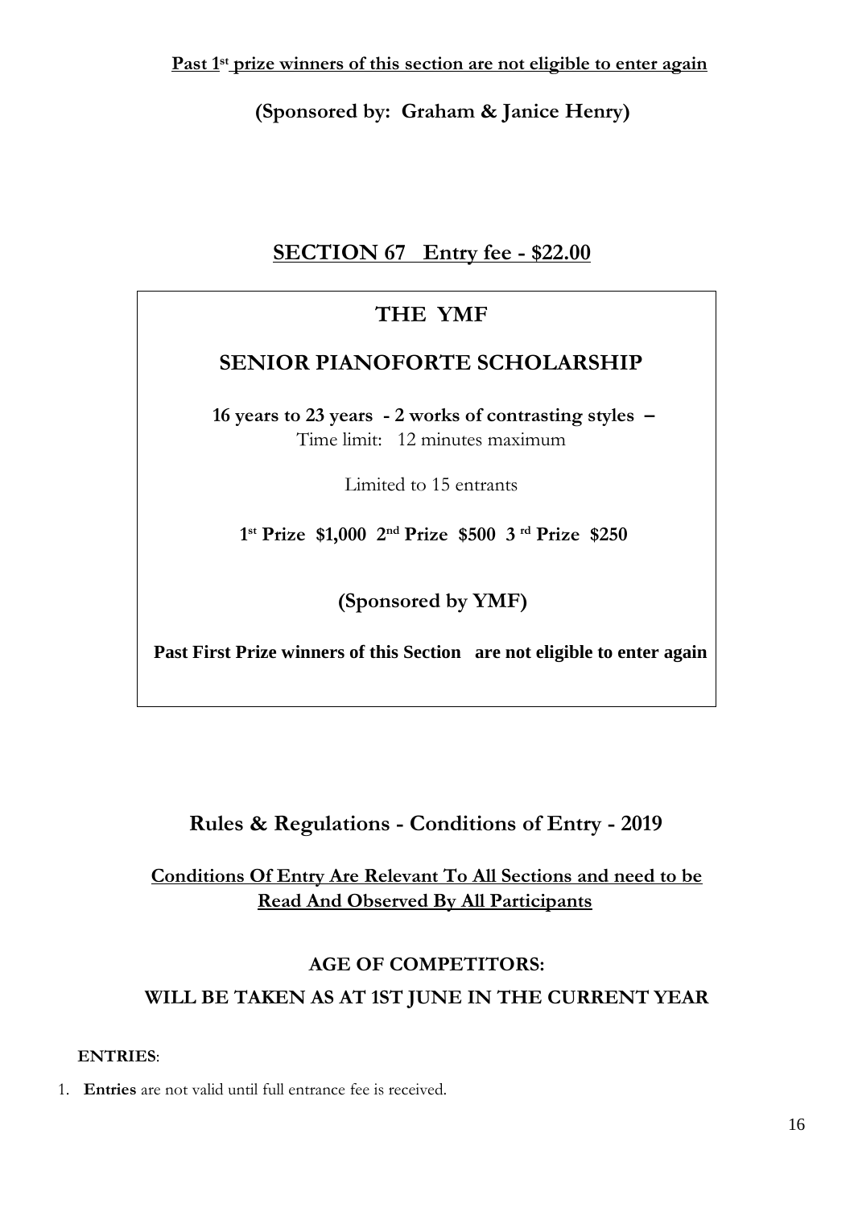**Past 1st prize winners of this section are not eligible to enter again**

**(Sponsored by: Graham & Janice Henry)**

## SECTION 67 Entry fee - $22.00

### THE YMF

### SENIOR PIANOFORTE SCHOLARSHIP

**16 years to 23 years - 2 works of contrasting styles –**
Time limit: 12 minutes maximum

Limited to 15 entrants

**1st Prize $1,000 2nd Prize $500 3rd Prize $250**

**(Sponsored by YMF)**

**Past First Prize winners of this Section are not eligible to enter again**

## Rules & Regulations - Conditions of Entry - 2019

**Conditions Of Entry Are Relevant To All Sections and need to be Read And Observed By All Participants**

**AGE OF COMPETITORS:**

**WILL BE TAKEN AS AT 1ST JUNE IN THE CURRENT YEAR**

**ENTRIES**:

1. **Entries** are not valid until full entrance fee is received.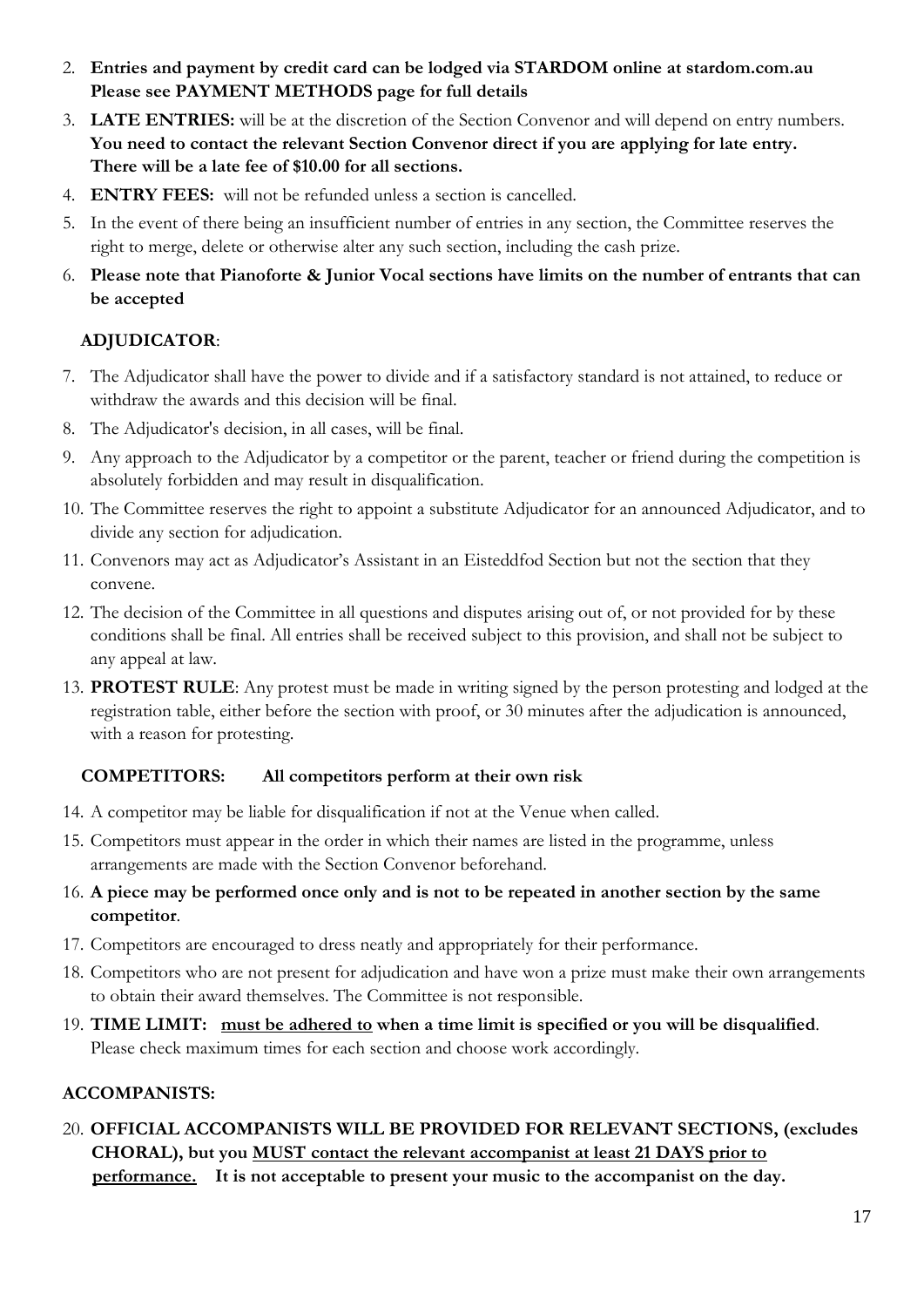2. **Entries and payment by credit card can be lodged via STARDOM online at stardom.com.au Please see PAYMENT METHODS page for full details**
3. **LATE ENTRIES:** will be at the discretion of the Section Convenor and will depend on entry numbers. **You need to contact the relevant Section Convenor direct if you are applying for late entry. There will be a late fee of $10.00 for all sections.**
4. **ENTRY FEES:** will not be refunded unless a section is cancelled.
5. In the event of there being an insufficient number of entries in any section, the Committee reserves the right to merge, delete or otherwise alter any such section, including the cash prize.
6. **Please note that Pianoforte & Junior Vocal sections have limits on the number of entrants that can be accepted**

**ADJUDICATOR**:

7. The Adjudicator shall have the power to divide and if a satisfactory standard is not attained, to reduce or withdraw the awards and this decision will be final.
8. The Adjudicator's decision, in all cases, will be final.
9. Any approach to the Adjudicator by a competitor or the parent, teacher or friend during the competition is absolutely forbidden and may result in disqualification.
10. The Committee reserves the right to appoint a substitute Adjudicator for an announced Adjudicator, and to divide any section for adjudication.
11. Convenors may act as Adjudicator's Assistant in an Eisteddfod Section but not the section that they convene.
12. The decision of the Committee in all questions and disputes arising out of, or not provided for by these conditions shall be final. All entries shall be received subject to this provision, and shall not be subject to any appeal at law.
13. **PROTEST RULE**: Any protest must be made in writing signed by the person protesting and lodged at the registration table, either before the section with proof, or 30 minutes after the adjudication is announced, with a reason for protesting.

**COMPETITORS: All competitors perform at their own risk**

14. A competitor may be liable for disqualification if not at the Venue when called.
15. Competitors must appear in the order in which their names are listed in the programme, unless arrangements are made with the Section Convenor beforehand.
16. **A piece may be performed once only and is not to be repeated in another section by the same competitor**.
17. Competitors are encouraged to dress neatly and appropriately for their performance.
18. Competitors who are not present for adjudication and have won a prize must make their own arrangements to obtain their award themselves. The Committee is not responsible.
19. **TIME LIMIT: must be adhered to when a time limit is specified or you will be disqualified**. Please check maximum times for each section and choose work accordingly.

**ACCOMPANISTS:**

20. **OFFICIAL ACCOMPANISTS WILL BE PROVIDED FOR RELEVANT SECTIONS, (excludes CHORAL), but you MUST contact the relevant accompanist at least 21 DAYS prior to performance. It is not acceptable to present your music to the accompanist on the day.**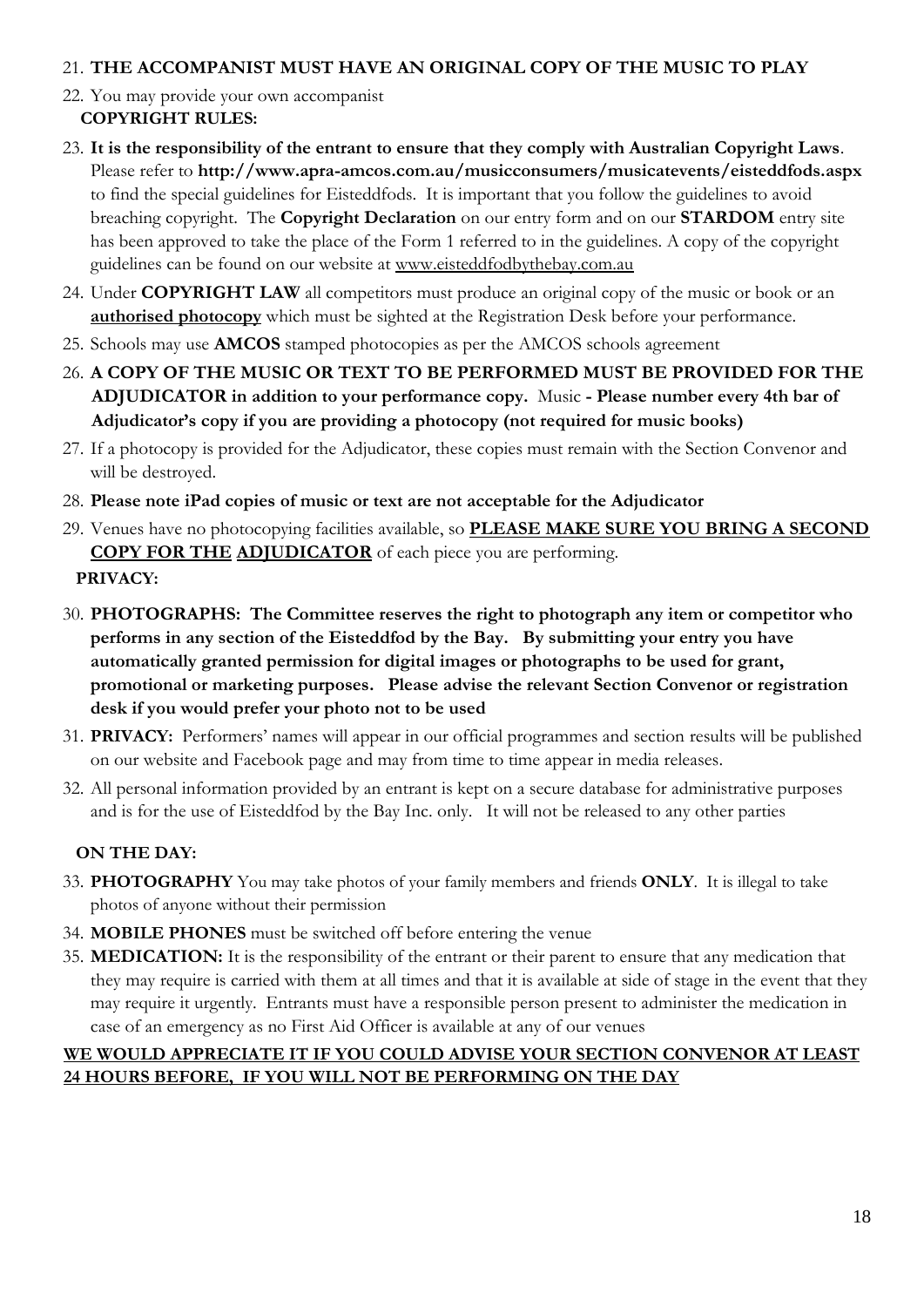21. **THE ACCOMPANIST MUST HAVE AN ORIGINAL COPY OF THE MUSIC TO PLAY**
22. You may provide your own accompanist

**COPYRIGHT RULES:**

23. **It is the responsibility of the entrant to ensure that they comply with Australian Copyright Laws**. Please refer to **http://www.apra-amcos.com.au/musicconsumers/musicatevents/eisteddfods.aspx** to find the special guidelines for Eisteddfods. It is important that you follow the guidelines to avoid breaching copyright. The **Copyright Declaration** on our entry form and on our **STARDOM** entry site has been approved to take the place of the Form 1 referred to in the guidelines. A copy of the copyright guidelines can be found on our website at www.eisteddfodbythebay.com.au
24. Under **COPYRIGHT LAW** all competitors must produce an original copy of the music or book or an **authorised photocopy** which must be sighted at the Registration Desk before your performance.
25. Schools may use **AMCOS** stamped photocopies as per the AMCOS schools agreement
26. **A COPY OF THE MUSIC OR TEXT TO BE PERFORMED MUST BE PROVIDED FOR THE ADJUDICATOR in addition to your performance copy.** Music **- Please number every 4th bar of Adjudicator's copy if you are providing a photocopy (not required for music books)**
27. If a photocopy is provided for the Adjudicator, these copies must remain with the Section Convenor and will be destroyed.
28. **Please note iPad copies of music or text are not acceptable for the Adjudicator**
29. Venues have no photocopying facilities available, so **PLEASE MAKE SURE YOU BRING A SECOND COPY FOR THE ADJUDICATOR** of each piece you are performing.

**PRIVACY:**

30. **PHOTOGRAPHS: The Committee reserves the right to photograph any item or competitor who performs in any section of the Eisteddfod by the Bay. By submitting your entry you have automatically granted permission for digital images or photographs to be used for grant, promotional or marketing purposes. Please advise the relevant Section Convenor or registration desk if you would prefer your photo not to be used**
31. **PRIVACY:** Performers' names will appear in our official programmes and section results will be published on our website and Facebook page and may from time to time appear in media releases.
32. All personal information provided by an entrant is kept on a secure database for administrative purposes and is for the use of Eisteddfod by the Bay Inc. only. It will not be released to any other parties

**ON THE DAY:**

33. **PHOTOGRAPHY** You may take photos of your family members and friends **ONLY**. It is illegal to take photos of anyone without their permission
34. **MOBILE PHONES** must be switched off before entering the venue
35. **MEDICATION:** It is the responsibility of the entrant or their parent to ensure that any medication that they may require is carried with them at all times and that it is available at side of stage in the event that they may require it urgently. Entrants must have a responsible person present to administer the medication in case of an emergency as no First Aid Officer is available at any of our venues

**WE WOULD APPRECIATE IT IF YOU COULD ADVISE YOUR SECTION CONVENOR AT LEAST 24 HOURS BEFORE, IF YOU WILL NOT BE PERFORMING ON THE DAY**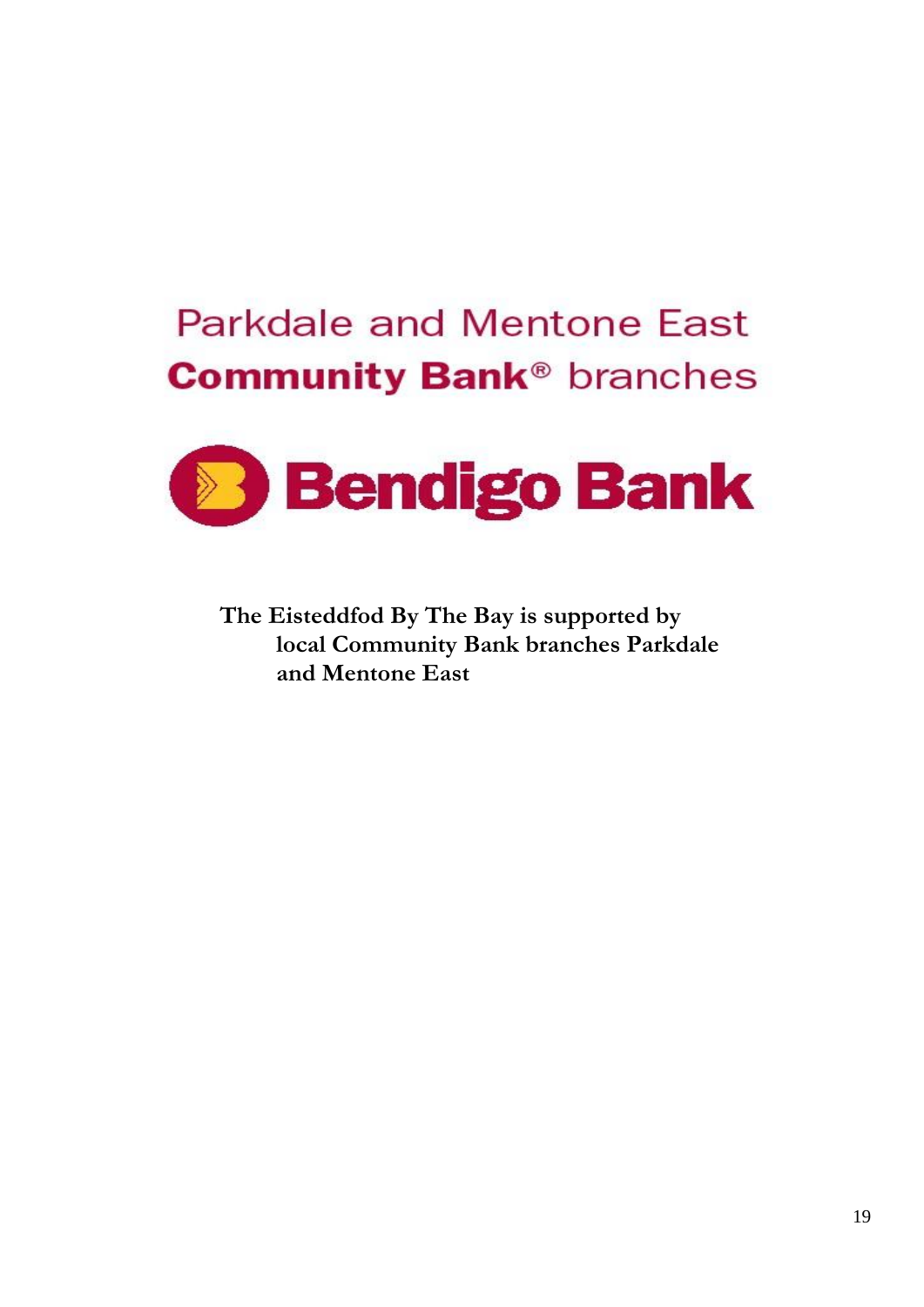Parkdale and Mentone East
**Community Bank®** branches

**Bendigo Bank**

**The Eisteddfod By The Bay is supported by local Community Bank branches Parkdale and Mentone East**